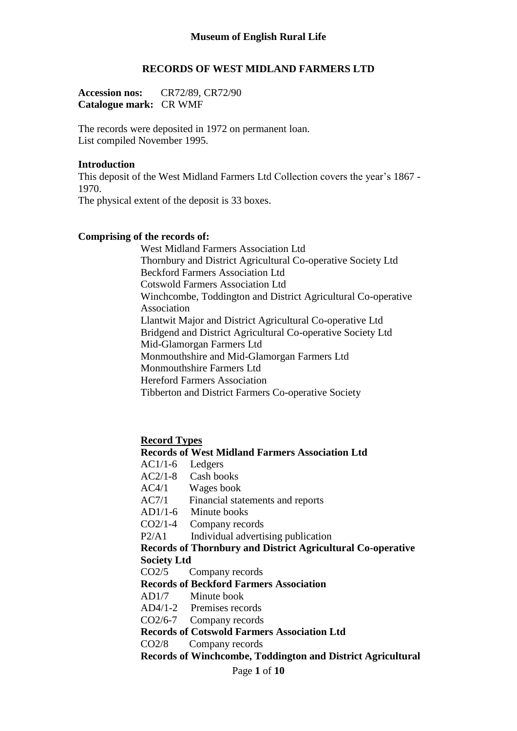**Museum of English Rural Life**

# RECORDS OF WEST MIDLAND FARMERS LTD

**Accession nos:** CR72/89, CR72/90
**Catalogue mark:** CR WMF

The records were deposited in 1972 on permanent loan.
List compiled November 1995.

## Introduction

This deposit of the West Midland Farmers Ltd Collection covers the year's 1867 - 1970.
The physical extent of the deposit is 33 boxes.

## Comprising of the records of:

West Midland Farmers Association Ltd
Thornbury and District Agricultural Co-operative Society Ltd
Beckford Farmers Association Ltd
Cotswold Farmers Association Ltd
Winchcombe, Toddington and District Agricultural Co-operative Association
Llantwit Major and District Agricultural Co-operative Ltd
Bridgend and District Agricultural Co-operative Society Ltd
Mid-Glamorgan Farmers Ltd
Monmouthshire and Mid-Glamorgan Farmers Ltd
Monmouthshire Farmers Ltd
Hereford Farmers Association
Tibberton and District Farmers Co-operative Society

## Record Types

**Records of West Midland Farmers Association Ltd**

AC1/1-6 Ledgers
AC2/1-8 Cash books
AC4/1 Wages book
AC7/1 Financial statements and reports
AD1/1-6 Minute books
CO2/1-4 Company records
P2/A1 Individual advertising publication

**Records of Thornbury and District Agricultural Co-operative Society Ltd**

CO2/5 Company records

**Records of Beckford Farmers Association**

AD1/7 Minute book
AD4/1-2 Premises records
CO2/6-7 Company records

**Records of Cotswold Farmers Association Ltd**

CO2/8 Company records

**Records of Winchcombe, Toddington and District Agricultural**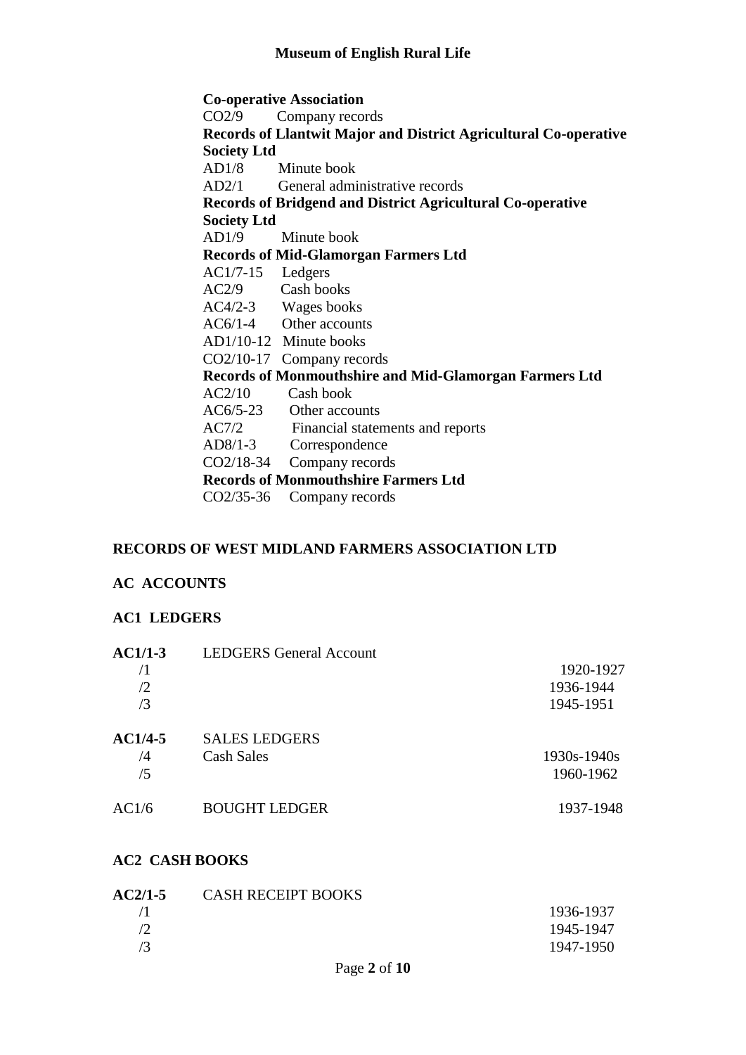**Co-operative Association**
CO2/9 Company records

**Records of Llantwit Major and District Agricultural Co-operative Society Ltd**
AD1/8 Minute book
AD2/1 General administrative records

**Records of Bridgend and District Agricultural Co-operative Society Ltd**
AD1/9 Minute book

**Records of Mid-Glamorgan Farmers Ltd**
AC1/7-15 Ledgers
AC2/9 Cash books
AC4/2-3 Wages books
AC6/1-4 Other accounts
AD1/10-12 Minute books
CO2/10-17 Company records

**Records of Monmouthshire and Mid-Glamorgan Farmers Ltd**
AC2/10 Cash book
AC6/5-23 Other accounts
AC7/2 Financial statements and reports
AD8/1-3 Correspondence
CO2/18-34 Company records

**Records of Monmouthshire Farmers Ltd**
CO2/35-36 Company records

## RECORDS OF WEST MIDLAND FARMERS ASSOCIATION LTD

### AC ACCOUNTS

### AC1 LEDGERS

| | | |
|---|---|---|
| **AC1/1-3** | LEDGERS General Account | |
| /1 | | 1920-1927 |
| /2 | | 1936-1944 |
| /3 | | 1945-1951 |
| **AC1/4-5** | SALES LEDGERS | |
| /4 | Cash Sales | 1930s-1940s |
| /5 | | 1960-1962 |
| AC1/6 | BOUGHT LEDGER | 1937-1948 |

### AC2 CASH BOOKS

| | | |
|---|---|---|
| **AC2/1-5** | CASH RECEIPT BOOKS | |
| /1 | | 1936-1937 |
| /2 | | 1945-1947 |
| /3 | | 1947-1950 |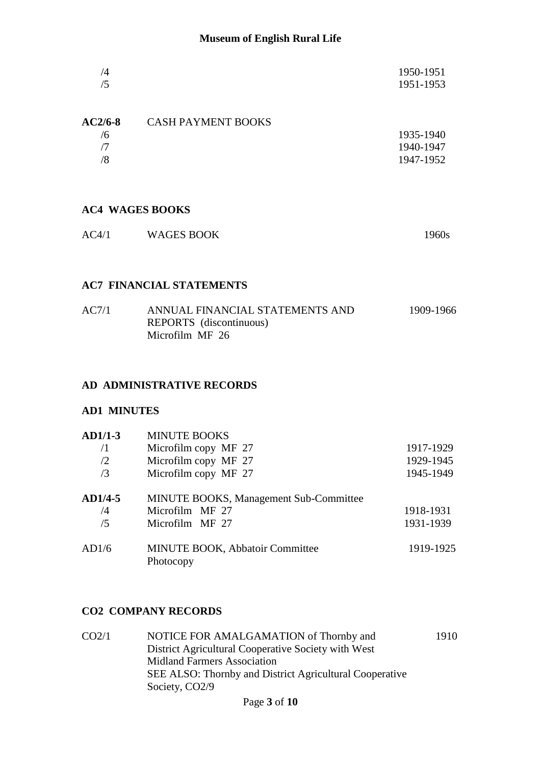| | | |
|---|---|---|
| /4 | | 1950-1951 |
| /5 | | 1951-1953 |

| | | |
|---|---|---|
| **AC2/6-8** | CASH PAYMENT BOOKS | |
| /6 | | 1935-1940 |
| /7 | | 1940-1947 |
| /8 | | 1947-1952 |

### AC4 WAGES BOOKS

| | | |
|---|---|---|
| AC4/1 | WAGES BOOK | 1960s |

### AC7 FINANCIAL STATEMENTS

| | | |
|---|---|---|
| AC7/1 | ANNUAL FINANCIAL STATEMENTS AND REPORTS (discontinuous)<br>Microfilm MF 26 | 1909-1966 |

## AD ADMINISTRATIVE RECORDS

### AD1 MINUTES

| | | |
|---|---|---|
| **AD1/1-3** | MINUTE BOOKS | |
| /1 | Microfilm copy MF 27 | 1917-1929 |
| /2 | Microfilm copy MF 27 | 1929-1945 |
| /3 | Microfilm copy MF 27 | 1945-1949 |
| **AD1/4-5** | MINUTE BOOKS, Management Sub-Committee | |
| /4 | Microfilm MF 27 | 1918-1931 |
| /5 | Microfilm MF 27 | 1931-1939 |
| AD1/6 | MINUTE BOOK, Abbatoir Committee<br>Photocopy | 1919-1925 |

### CO2 COMPANY RECORDS

| | | |
|---|---|---|
| CO2/1 | NOTICE FOR AMALGAMATION of Thornby and District Agricultural Cooperative Society with West Midland Farmers Association<br>SEE ALSO: Thornby and District Agricultural Cooperative Society, CO2/9 | 1910 |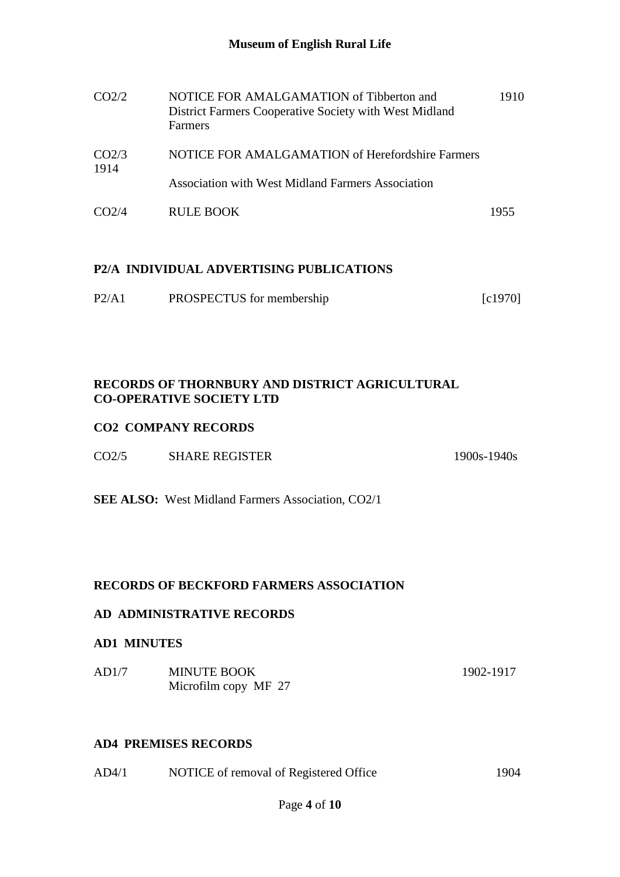| | | |
|---|---|---|
| CO2/2 | NOTICE FOR AMALGAMATION of Tibberton and District Farmers Cooperative Society with West Midland Farmers | 1910 |
| CO2/3 1914 | NOTICE FOR AMALGAMATION of Herefordshire Farmers Association with West Midland Farmers Association | |
| CO2/4 | RULE BOOK | 1955 |

**P2/A INDIVIDUAL ADVERTISING PUBLICATIONS**

| | | |
|---|---|---|
| P2/A1 | PROSPECTUS for membership | [c1970] |

**RECORDS OF THORNBURY AND DISTRICT AGRICULTURAL CO-OPERATIVE SOCIETY LTD**

**CO2 COMPANY RECORDS**

| | | |
|---|---|---|
| CO2/5 | SHARE REGISTER | 1900s-1940s |

**SEE ALSO:** West Midland Farmers Association, CO2/1

**RECORDS OF BECKFORD FARMERS ASSOCIATION**

**AD ADMINISTRATIVE RECORDS**

**AD1 MINUTES**

| | | |
|---|---|---|
| AD1/7 | MINUTE BOOK<br>Microfilm copy MF 27 | 1902-1917 |

**AD4 PREMISES RECORDS**

| | | |
|---|---|---|
| AD4/1 | NOTICE of removal of Registered Office | 1904 |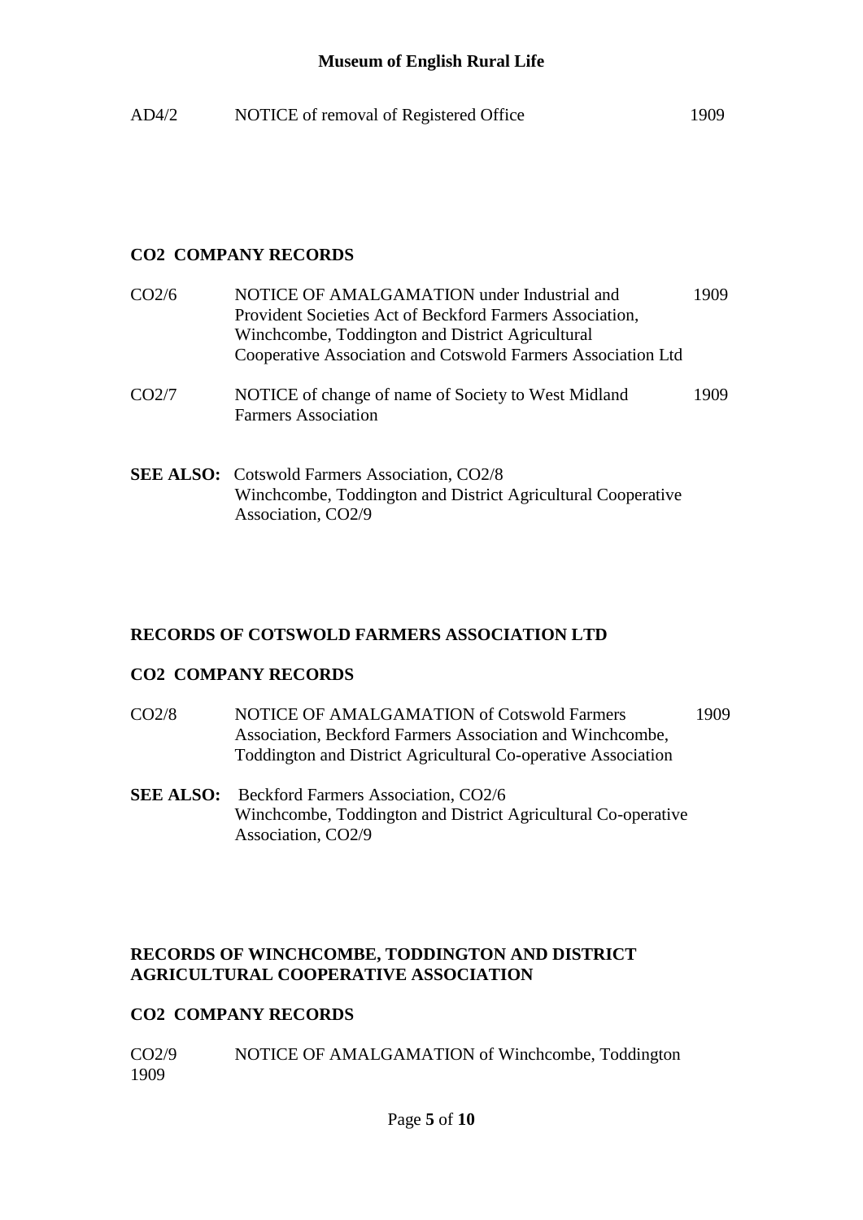| | | |
|---|---|---|
| AD4/2 | NOTICE of removal of Registered Office | 1909 |

**CO2 COMPANY RECORDS**

| | | |
|---|---|---|
| CO2/6 | NOTICE OF AMALGAMATION under Industrial and Provident Societies Act of Beckford Farmers Association, Winchcombe, Toddington and District Agricultural Cooperative Association and Cotswold Farmers Association Ltd | 1909 |
| CO2/7 | NOTICE of change of name of Society to West Midland Farmers Association | 1909 |

**SEE ALSO:** Cotswold Farmers Association, CO2/8
Winchcombe, Toddington and District Agricultural Cooperative Association, CO2/9

## RECORDS OF COTSWOLD FARMERS ASSOCIATION LTD

**CO2 COMPANY RECORDS**

| | | |
|---|---|---|
| CO2/8 | NOTICE OF AMALGAMATION of Cotswold Farmers Association, Beckford Farmers Association and Winchcombe, Toddington and District Agricultural Co-operative Association | 1909 |

**SEE ALSO:** Beckford Farmers Association, CO2/6
Winchcombe, Toddington and District Agricultural Co-operative Association, CO2/9

## RECORDS OF WINCHCOMBE, TODDINGTON AND DISTRICT AGRICULTURAL COOPERATIVE ASSOCIATION

**CO2 COMPANY RECORDS**

| | | |
|---|---|---|
| CO2/9 | NOTICE OF AMALGAMATION of Winchcombe, Toddington | 1909 |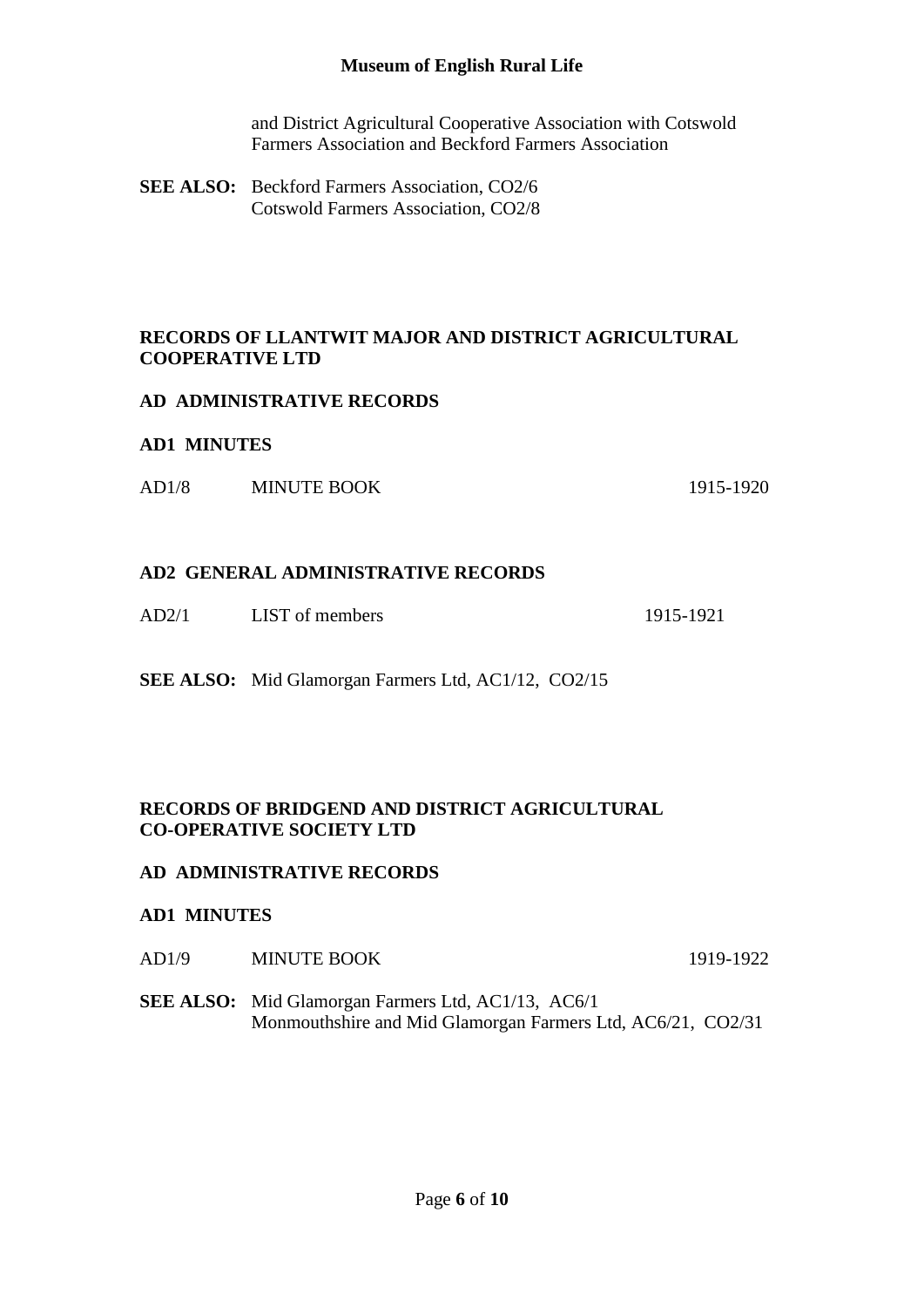and District Agricultural Cooperative Association with Cotswold Farmers Association and Beckford Farmers Association

**SEE ALSO:** Beckford Farmers Association, CO2/6
Cotswold Farmers Association, CO2/8

## RECORDS OF LLANTWIT MAJOR AND DISTRICT AGRICULTURAL COOPERATIVE LTD

### AD ADMINISTRATIVE RECORDS

#### AD1 MINUTES

| | | |
|---|---|---|
| AD1/8 | MINUTE BOOK | 1915-1920 |

#### AD2 GENERAL ADMINISTRATIVE RECORDS

| | | |
|---|---|---|
| AD2/1 | LIST of members | 1915-1921 |

**SEE ALSO:** Mid Glamorgan Farmers Ltd, AC1/12, CO2/15

## RECORDS OF BRIDGEND AND DISTRICT AGRICULTURAL CO-OPERATIVE SOCIETY LTD

### AD ADMINISTRATIVE RECORDS

#### AD1 MINUTES

| | | |
|---|---|---|
| AD1/9 | MINUTE BOOK | 1919-1922 |

**SEE ALSO:** Mid Glamorgan Farmers Ltd, AC1/13, AC6/1
Monmouthshire and Mid Glamorgan Farmers Ltd, AC6/21, CO2/31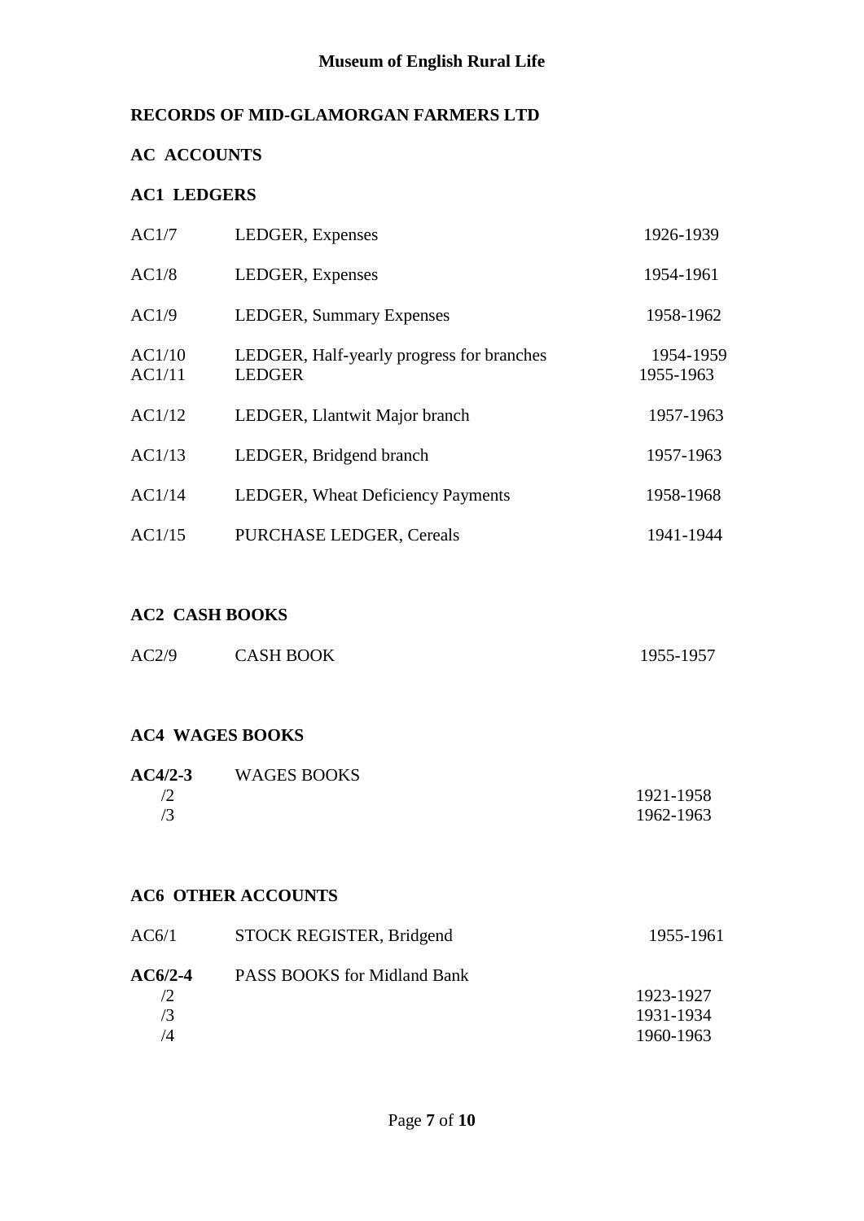# RECORDS OF MID-GLAMORGAN FARMERS LTD

## AC ACCOUNTS

### AC1 LEDGERS

| | | |
|---|---|---|
| AC1/7 | LEDGER, Expenses | 1926-1939 |
| AC1/8 | LEDGER, Expenses | 1954-1961 |
| AC1/9 | LEDGER, Summary Expenses | 1958-1962 |
| AC1/10 | LEDGER, Half-yearly progress for branches | 1954-1959 |
| AC1/11 | LEDGER | 1955-1963 |
| AC1/12 | LEDGER, Llantwit Major branch | 1957-1963 |
| AC1/13 | LEDGER, Bridgend branch | 1957-1963 |
| AC1/14 | LEDGER, Wheat Deficiency Payments | 1958-1968 |
| AC1/15 | PURCHASE LEDGER, Cereals | 1941-1944 |

### AC2 CASH BOOKS

| | | |
|---|---|---|
| AC2/9 | CASH BOOK | 1955-1957 |

### AC4 WAGES BOOKS

| | | |
|---|---|---|
| **AC4/2-3** | WAGES BOOKS | |
| /2 | | 1921-1958 |
| /3 | | 1962-1963 |

### AC6 OTHER ACCOUNTS

| | | |
|---|---|---|
| AC6/1 | STOCK REGISTER, Bridgend | 1955-1961 |
| **AC6/2-4** | PASS BOOKS for Midland Bank | |
| /2 | | 1923-1927 |
| /3 | | 1931-1934 |
| /4 | | 1960-1963 |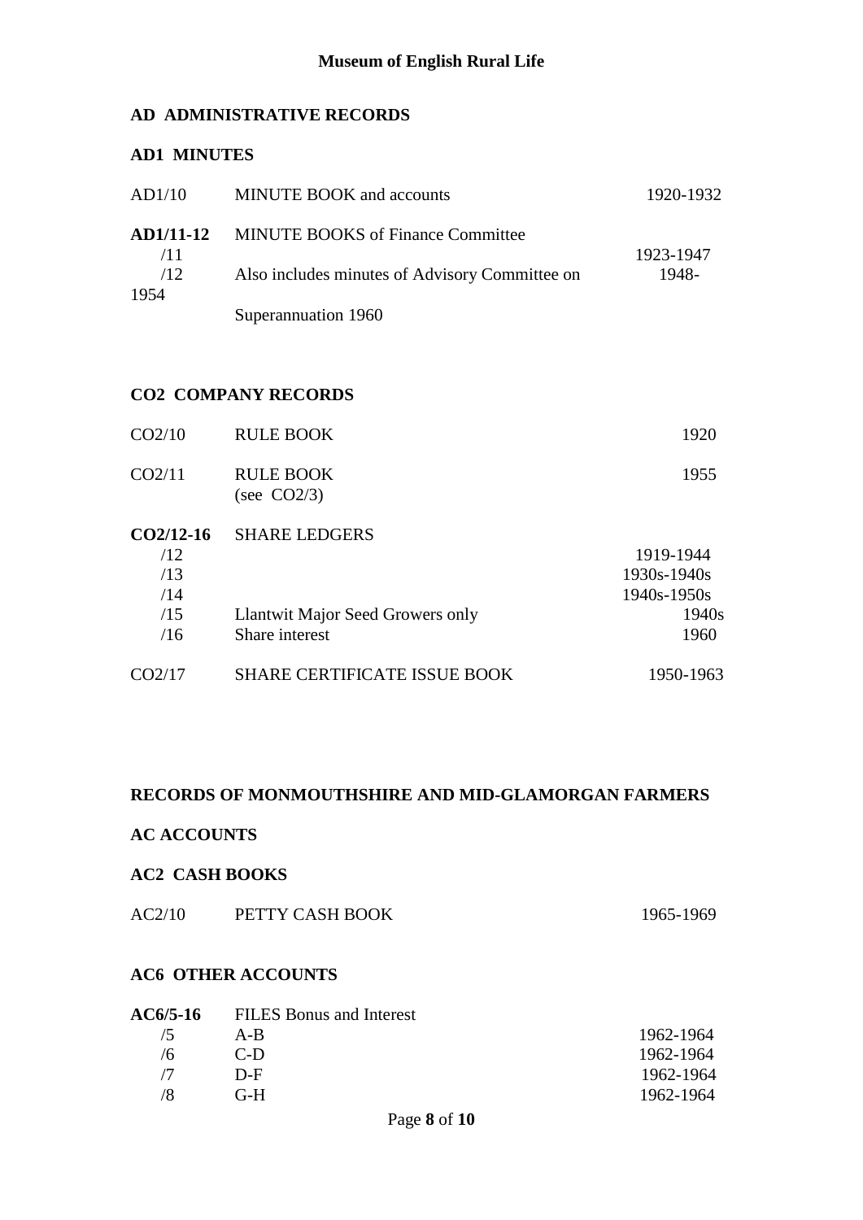## AD ADMINISTRATIVE RECORDS

### AD1 MINUTES

| | | |
|---|---|---|
| AD1/10 | MINUTE BOOK and accounts | 1920-1932 |
| **AD1/11-12** | MINUTE BOOKS of Finance Committee | |
| /11 | | 1923-1947 |
| /12 | Also includes minutes of Advisory Committee on Superannuation 1960 | 1948-1954 |

## CO2 COMPANY RECORDS

| | | |
|---|---|---|
| CO2/10 | RULE BOOK | 1920 |
| CO2/11 | RULE BOOK (see CO2/3) | 1955 |
| **CO2/12-16** | SHARE LEDGERS | |
| /12 | | 1919-1944 |
| /13 | | 1930s-1940s |
| /14 | | 1940s-1950s |
| /15 | Llantwit Major Seed Growers only | 1940s |
| /16 | Share interest | 1960 |
| CO2/17 | SHARE CERTIFICATE ISSUE BOOK | 1950-1963 |

## RECORDS OF MONMOUTHSHIRE AND MID-GLAMORGAN FARMERS

## AC ACCOUNTS

### AC2 CASH BOOKS

| | | |
|---|---|---|
| AC2/10 | PETTY CASH BOOK | 1965-1969 |

### AC6 OTHER ACCOUNTS

| | | |
|---|---|---|
| **AC6/5-16** | FILES Bonus and Interest | |
| /5 | A-B | 1962-1964 |
| /6 | C-D | 1962-1964 |
| /7 | D-F | 1962-1964 |
| /8 | G-H | 1962-1964 |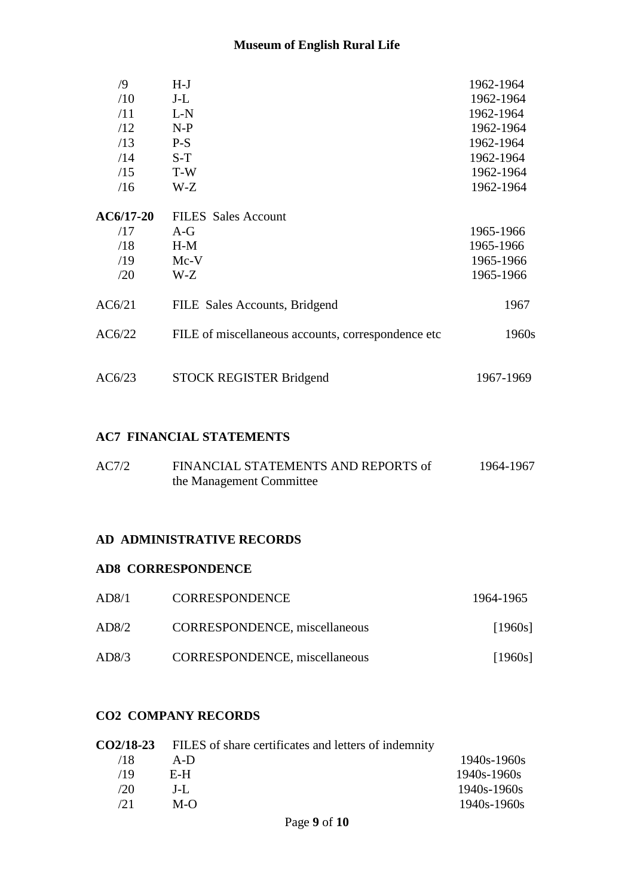| | | |
|---|---|---|
| /9 | H-J | 1962-1964 |
| /10 | J-L | 1962-1964 |
| /11 | L-N | 1962-1964 |
| /12 | N-P | 1962-1964 |
| /13 | P-S | 1962-1964 |
| /14 | S-T | 1962-1964 |
| /15 | T-W | 1962-1964 |
| /16 | W-Z | 1962-1964 |
| **AC6/17-20** | FILES Sales Account | |
| /17 | A-G | 1965-1966 |
| /18 | H-M | 1965-1966 |
| /19 | Mc-V | 1965-1966 |
| /20 | W-Z | 1965-1966 |
| AC6/21 | FILE Sales Accounts, Bridgend | 1967 |
| AC6/22 | FILE of miscellaneous accounts, correspondence etc | 1960s |
| AC6/23 | STOCK REGISTER Bridgend | 1967-1969 |

**AC7 FINANCIAL STATEMENTS**

| | | |
|---|---|---|
| AC7/2 | FINANCIAL STATEMENTS AND REPORTS of the Management Committee | 1964-1967 |

**AD ADMINISTRATIVE RECORDS**

**AD8 CORRESPONDENCE**

| | | |
|---|---|---|
| AD8/1 | CORRESPONDENCE | 1964-1965 |
| AD8/2 | CORRESPONDENCE, miscellaneous | [1960s] |
| AD8/3 | CORRESPONDENCE, miscellaneous | [1960s] |

**CO2 COMPANY RECORDS**

| | | |
|---|---|---|
| **CO2/18-23** | FILES of share certificates and letters of indemnity | |
| /18 | A-D | 1940s-1960s |
| /19 | E-H | 1940s-1960s |
| /20 | J-L | 1940s-1960s |
| /21 | M-O | 1940s-1960s |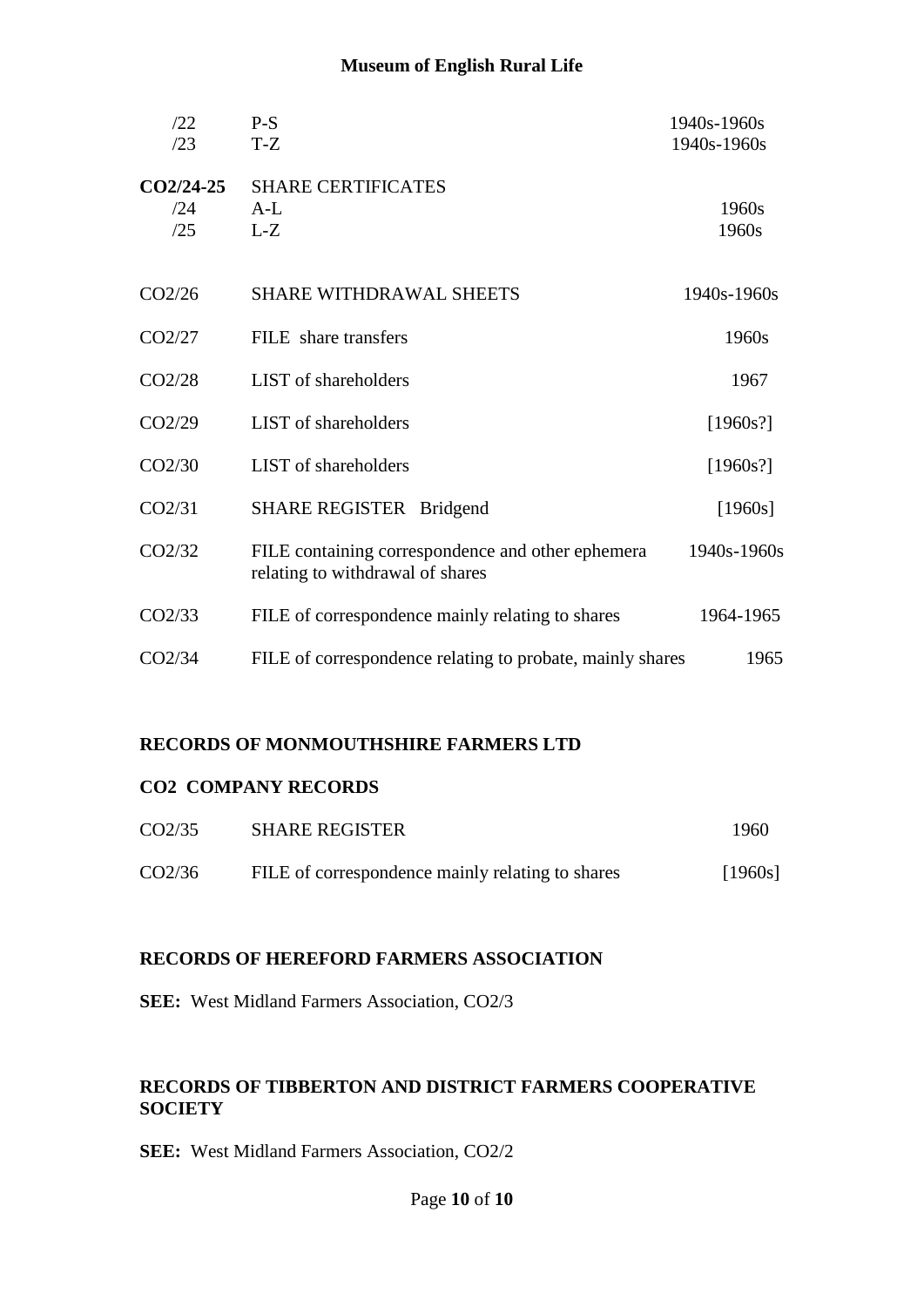| | | |
|---|---|---|
| /22 | P-S | 1940s-1960s |
| /23 | T-Z | 1940s-1960s |
| **CO2/24-25** | SHARE CERTIFICATES | |
| /24 | A-L | 1960s |
| /25 | L-Z | 1960s |
| CO2/26 | SHARE WITHDRAWAL SHEETS | 1940s-1960s |
| CO2/27 | FILE share transfers | 1960s |
| CO2/28 | LIST of shareholders | 1967 |
| CO2/29 | LIST of shareholders | [1960s?] |
| CO2/30 | LIST of shareholders | [1960s?] |
| CO2/31 | SHARE REGISTER Bridgend | [1960s] |
| CO2/32 | FILE containing correspondence and other ephemera relating to withdrawal of shares | 1940s-1960s |
| CO2/33 | FILE of correspondence mainly relating to shares | 1964-1965 |
| CO2/34 | FILE of correspondence relating to probate, mainly shares | 1965 |

## RECORDS OF MONMOUTHSHIRE FARMERS LTD

### CO2 COMPANY RECORDS

| | | |
|---|---|---|
| CO2/35 | SHARE REGISTER | 1960 |
| CO2/36 | FILE of correspondence mainly relating to shares | [1960s] |

## RECORDS OF HEREFORD FARMERS ASSOCIATION

**SEE:** West Midland Farmers Association, CO2/3

## RECORDS OF TIBBERTON AND DISTRICT FARMERS COOPERATIVE SOCIETY

**SEE:** West Midland Farmers Association, CO2/2